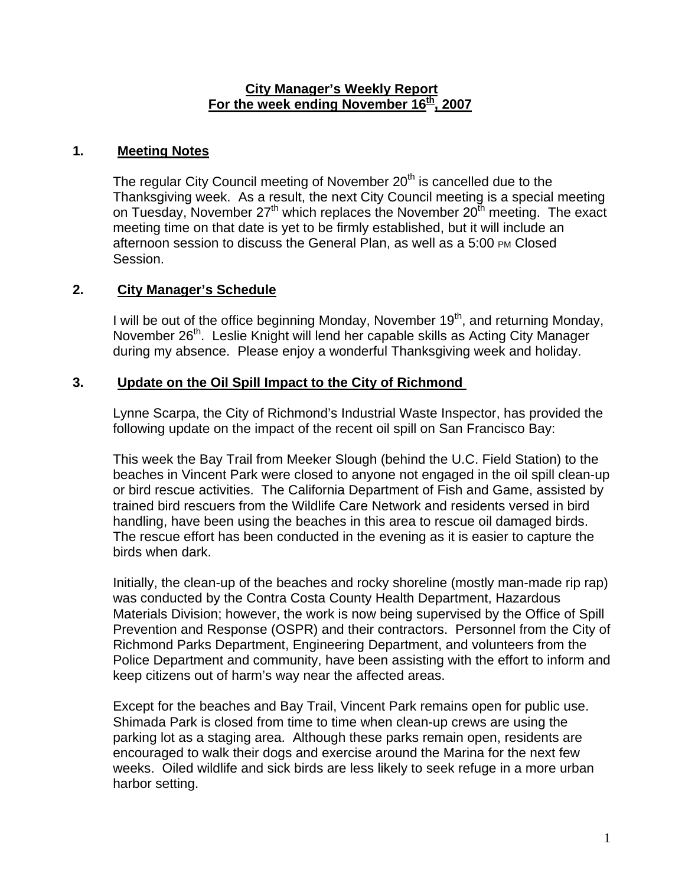# City Manager's Weekly Report
## For the week ending November 16th, 2007

## 1. Meeting Notes

The regular City Council meeting of November 20th is cancelled due to the Thanksgiving week. As a result, the next City Council meeting is a special meeting on Tuesday, November 27th which replaces the November 20th meeting. The exact meeting time on that date is yet to be firmly established, but it will include an afternoon session to discuss the General Plan, as well as a 5:00 PM Closed Session.

## 2. City Manager's Schedule

I will be out of the office beginning Monday, November 19th, and returning Monday, November 26th. Leslie Knight will lend her capable skills as Acting City Manager during my absence. Please enjoy a wonderful Thanksgiving week and holiday.

## 3. Update on the Oil Spill Impact to the City of Richmond

Lynne Scarpa, the City of Richmond's Industrial Waste Inspector, has provided the following update on the impact of the recent oil spill on San Francisco Bay:

This week the Bay Trail from Meeker Slough (behind the U.C. Field Station) to the beaches in Vincent Park were closed to anyone not engaged in the oil spill clean-up or bird rescue activities. The California Department of Fish and Game, assisted by trained bird rescuers from the Wildlife Care Network and residents versed in bird handling, have been using the beaches in this area to rescue oil damaged birds. The rescue effort has been conducted in the evening as it is easier to capture the birds when dark.

Initially, the clean-up of the beaches and rocky shoreline (mostly man-made rip rap) was conducted by the Contra Costa County Health Department, Hazardous Materials Division; however, the work is now being supervised by the Office of Spill Prevention and Response (OSPR) and their contractors. Personnel from the City of Richmond Parks Department, Engineering Department, and volunteers from the Police Department and community, have been assisting with the effort to inform and keep citizens out of harm's way near the affected areas.

Except for the beaches and Bay Trail, Vincent Park remains open for public use. Shimada Park is closed from time to time when clean-up crews are using the parking lot as a staging area. Although these parks remain open, residents are encouraged to walk their dogs and exercise around the Marina for the next few weeks. Oiled wildlife and sick birds are less likely to seek refuge in a more urban harbor setting.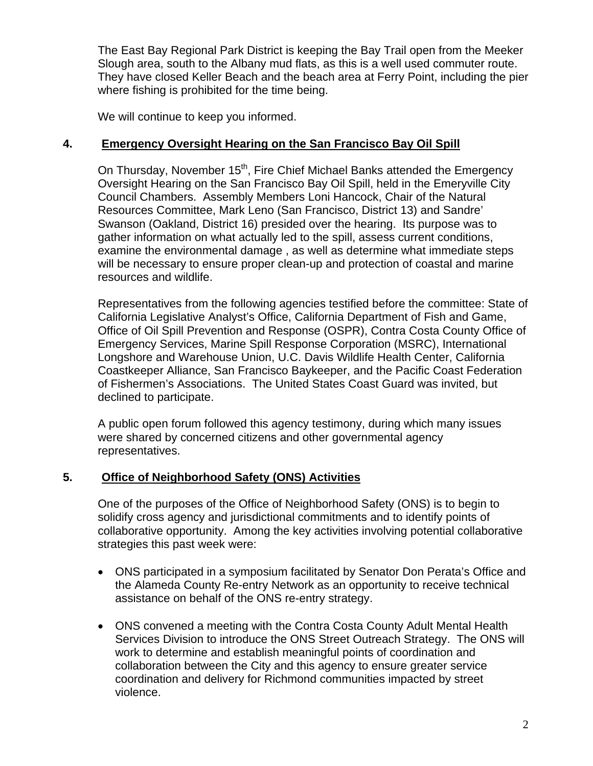The East Bay Regional Park District is keeping the Bay Trail open from the Meeker Slough area, south to the Albany mud flats, as this is a well used commuter route. They have closed Keller Beach and the beach area at Ferry Point, including the pier where fishing is prohibited for the time being.

We will continue to keep you informed.

## 4. Emergency Oversight Hearing on the San Francisco Bay Oil Spill

On Thursday, November 15th, Fire Chief Michael Banks attended the Emergency Oversight Hearing on the San Francisco Bay Oil Spill, held in the Emeryville City Council Chambers. Assembly Members Loni Hancock, Chair of the Natural Resources Committee, Mark Leno (San Francisco, District 13) and Sandre' Swanson (Oakland, District 16) presided over the hearing. Its purpose was to gather information on what actually led to the spill, assess current conditions, examine the environmental damage , as well as determine what immediate steps will be necessary to ensure proper clean-up and protection of coastal and marine resources and wildlife.

Representatives from the following agencies testified before the committee: State of California Legislative Analyst's Office, California Department of Fish and Game, Office of Oil Spill Prevention and Response (OSPR), Contra Costa County Office of Emergency Services, Marine Spill Response Corporation (MSRC), International Longshore and Warehouse Union, U.C. Davis Wildlife Health Center, California Coastkeeper Alliance, San Francisco Baykeeper, and the Pacific Coast Federation of Fishermen's Associations. The United States Coast Guard was invited, but declined to participate.

A public open forum followed this agency testimony, during which many issues were shared by concerned citizens and other governmental agency representatives.

## 5. Office of Neighborhood Safety (ONS) Activities

One of the purposes of the Office of Neighborhood Safety (ONS) is to begin to solidify cross agency and jurisdictional commitments and to identify points of collaborative opportunity. Among the key activities involving potential collaborative strategies this past week were:

- ONS participated in a symposium facilitated by Senator Don Perata's Office and the Alameda County Re-entry Network as an opportunity to receive technical assistance on behalf of the ONS re-entry strategy.
- ONS convened a meeting with the Contra Costa County Adult Mental Health Services Division to introduce the ONS Street Outreach Strategy. The ONS will work to determine and establish meaningful points of coordination and collaboration between the City and this agency to ensure greater service coordination and delivery for Richmond communities impacted by street violence.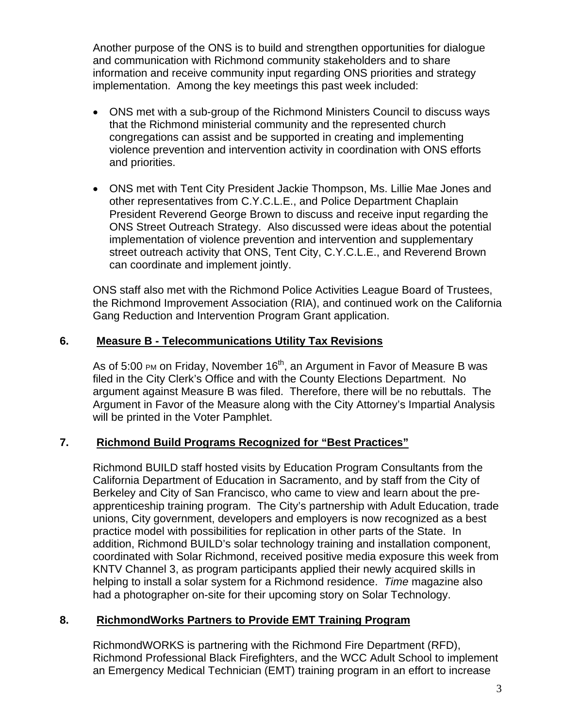Another purpose of the ONS is to build and strengthen opportunities for dialogue and communication with Richmond community stakeholders and to share information and receive community input regarding ONS priorities and strategy implementation. Among the key meetings this past week included:

- ONS met with a sub-group of the Richmond Ministers Council to discuss ways that the Richmond ministerial community and the represented church congregations can assist and be supported in creating and implementing violence prevention and intervention activity in coordination with ONS efforts and priorities.

- ONS met with Tent City President Jackie Thompson, Ms. Lillie Mae Jones and other representatives from C.Y.C.L.E., and Police Department Chaplain President Reverend George Brown to discuss and receive input regarding the ONS Street Outreach Strategy. Also discussed were ideas about the potential implementation of violence prevention and intervention and supplementary street outreach activity that ONS, Tent City, C.Y.C.L.E., and Reverend Brown can coordinate and implement jointly.

ONS staff also met with the Richmond Police Activities League Board of Trustees, the Richmond Improvement Association (RIA), and continued work on the California Gang Reduction and Intervention Program Grant application.

## 6. Measure B - Telecommunications Utility Tax Revisions

As of 5:00 PM on Friday, November 16th, an Argument in Favor of Measure B was filed in the City Clerk's Office and with the County Elections Department. No argument against Measure B was filed. Therefore, there will be no rebuttals. The Argument in Favor of the Measure along with the City Attorney's Impartial Analysis will be printed in the Voter Pamphlet.

## 7. Richmond Build Programs Recognized for "Best Practices"

Richmond BUILD staff hosted visits by Education Program Consultants from the California Department of Education in Sacramento, and by staff from the City of Berkeley and City of San Francisco, who came to view and learn about the pre-apprenticeship training program. The City's partnership with Adult Education, trade unions, City government, developers and employers is now recognized as a best practice model with possibilities for replication in other parts of the State. In addition, Richmond BUILD's solar technology training and installation component, coordinated with Solar Richmond, received positive media exposure this week from KNTV Channel 3, as program participants applied their newly acquired skills in helping to install a solar system for a Richmond residence. *Time* magazine also had a photographer on-site for their upcoming story on Solar Technology.

## 8. RichmondWorks Partners to Provide EMT Training Program

RichmondWORKS is partnering with the Richmond Fire Department (RFD), Richmond Professional Black Firefighters, and the WCC Adult School to implement an Emergency Medical Technician (EMT) training program in an effort to increase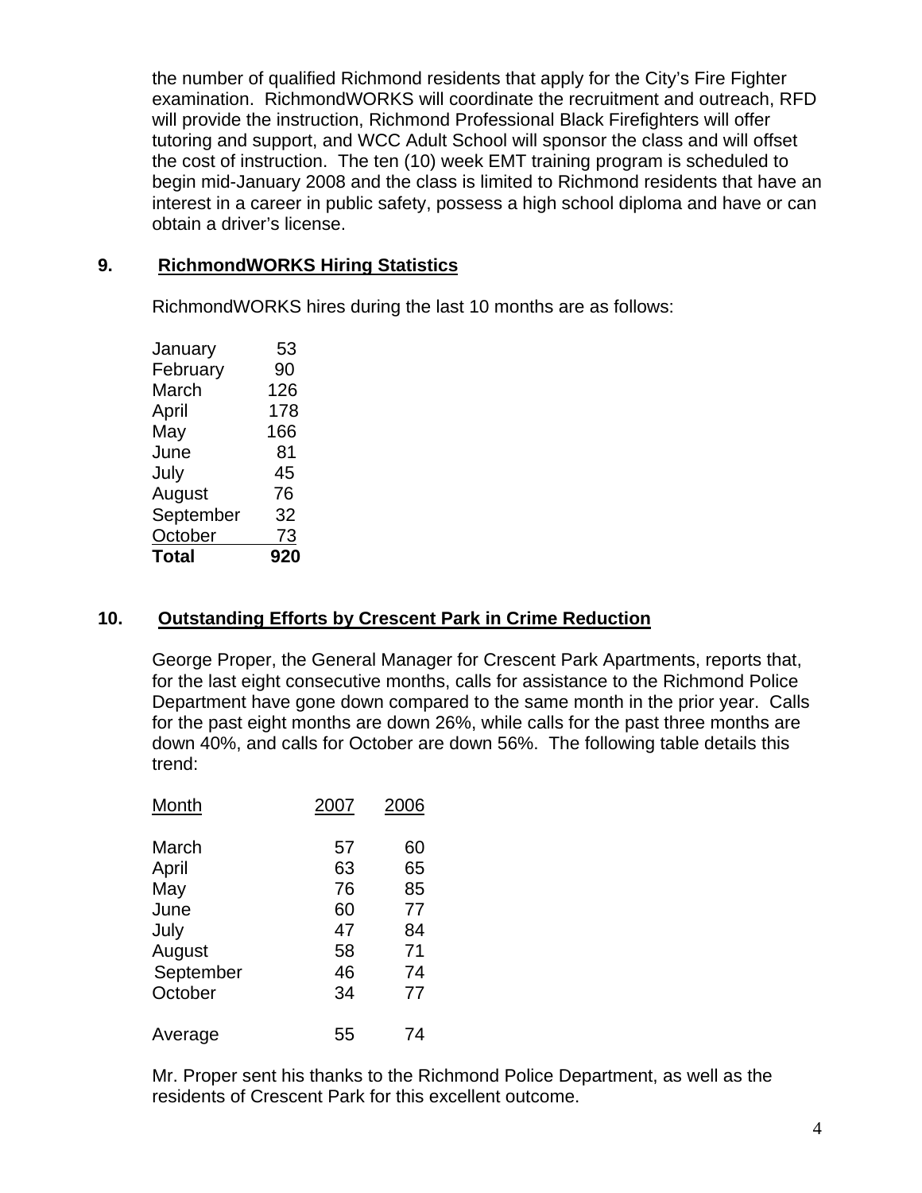the number of qualified Richmond residents that apply for the City's Fire Fighter examination. RichmondWORKS will coordinate the recruitment and outreach, RFD will provide the instruction, Richmond Professional Black Firefighters will offer tutoring and support, and WCC Adult School will sponsor the class and will offset the cost of instruction. The ten (10) week EMT training program is scheduled to begin mid-January 2008 and the class is limited to Richmond residents that have an interest in a career in public safety, possess a high school diploma and have or can obtain a driver's license.

## 9. RichmondWORKS Hiring Statistics

RichmondWORKS hires during the last 10 months are as follows:

| Month | Hires |
|---|---|
| January | 53 |
| February | 90 |
| March | 126 |
| April | 178 |
| May | 166 |
| June | 81 |
| July | 45 |
| August | 76 |
| September | 32 |
| October | 73 |
| **Total** | **920** |

## 10. Outstanding Efforts by Crescent Park in Crime Reduction

George Proper, the General Manager for Crescent Park Apartments, reports that, for the last eight consecutive months, calls for assistance to the Richmond Police Department have gone down compared to the same month in the prior year. Calls for the past eight months are down 26%, while calls for the past three months are down 40%, and calls for October are down 56%. The following table details this trend:

| Month | 2007 | 2006 |
|---|---|---|
| March | 57 | 60 |
| April | 63 | 65 |
| May | 76 | 85 |
| June | 60 | 77 |
| July | 47 | 84 |
| August | 58 | 71 |
| September | 46 | 74 |
| October | 34 | 77 |
| Average | 55 | 74 |

Mr. Proper sent his thanks to the Richmond Police Department, as well as the residents of Crescent Park for this excellent outcome.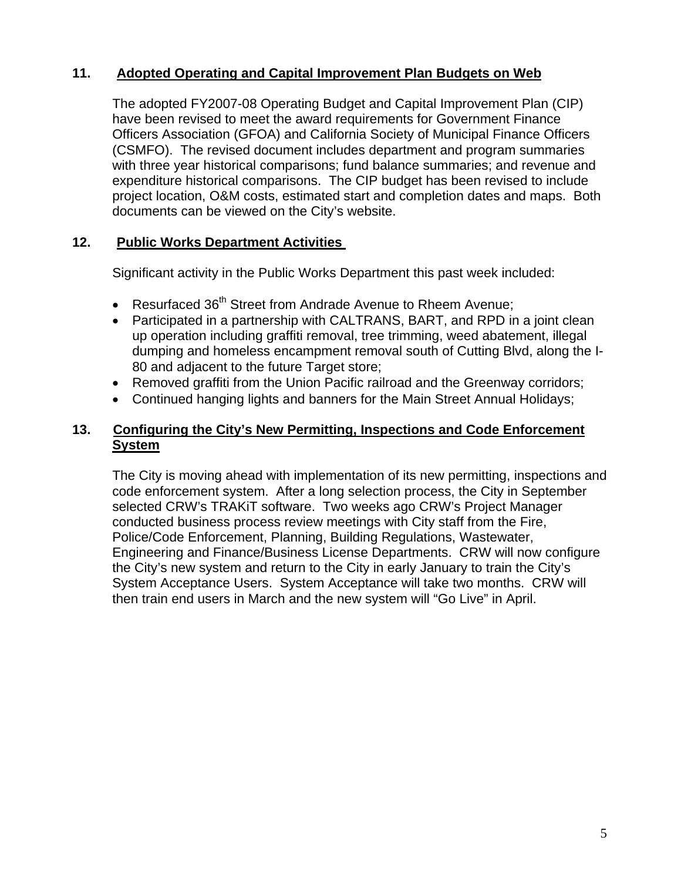## 11. Adopted Operating and Capital Improvement Plan Budgets on Web

The adopted FY2007-08 Operating Budget and Capital Improvement Plan (CIP) have been revised to meet the award requirements for Government Finance Officers Association (GFOA) and California Society of Municipal Finance Officers (CSMFO). The revised document includes department and program summaries with three year historical comparisons; fund balance summaries; and revenue and expenditure historical comparisons. The CIP budget has been revised to include project location, O&M costs, estimated start and completion dates and maps. Both documents can be viewed on the City's website.

## 12. Public Works Department Activities

Significant activity in the Public Works Department this past week included:

- Resurfaced 36th Street from Andrade Avenue to Rheem Avenue;
- Participated in a partnership with CALTRANS, BART, and RPD in a joint clean up operation including graffiti removal, tree trimming, weed abatement, illegal dumping and homeless encampment removal south of Cutting Blvd, along the I-80 and adjacent to the future Target store;
- Removed graffiti from the Union Pacific railroad and the Greenway corridors;
- Continued hanging lights and banners for the Main Street Annual Holidays;

## 13. Configuring the City's New Permitting, Inspections and Code Enforcement System

The City is moving ahead with implementation of its new permitting, inspections and code enforcement system. After a long selection process, the City in September selected CRW's TRAKiT software. Two weeks ago CRW's Project Manager conducted business process review meetings with City staff from the Fire, Police/Code Enforcement, Planning, Building Regulations, Wastewater, Engineering and Finance/Business License Departments. CRW will now configure the City's new system and return to the City in early January to train the City's System Acceptance Users. System Acceptance will take two months. CRW will then train end users in March and the new system will "Go Live" in April.